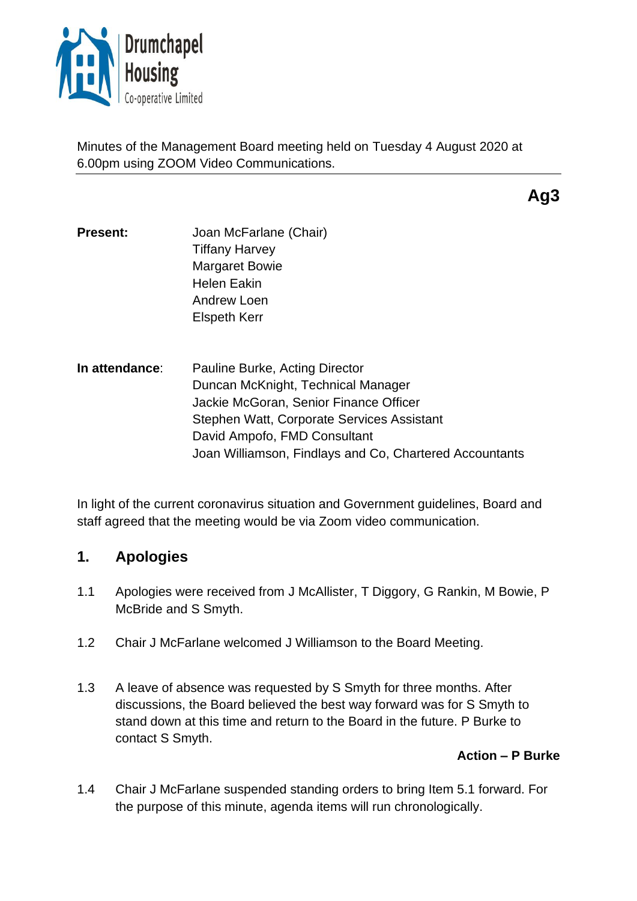Drumchapel Housing Co-operative Limited

Minutes of the Management Board meeting held on Tuesday 4 August 2020 at 6.00pm using ZOOM Video Communications.

**Ag3**

**Present:**

Joan McFarlane (Chair)
Tiffany Harvey
Margaret Bowie
Helen Eakin
Andrew Loen
Elspeth Kerr

**In attendance**:

Pauline Burke, Acting Director
Duncan McKnight, Technical Manager
Jackie McGoran, Senior Finance Officer
Stephen Watt, Corporate Services Assistant
David Ampofo, FMD Consultant
Joan Williamson, Findlays and Co, Chartered Accountants

In light of the current coronavirus situation and Government guidelines, Board and staff agreed that the meeting would be via Zoom video communication.

## 1. Apologies

1.1 Apologies were received from J McAllister, T Diggory, G Rankin, M Bowie, P McBride and S Smyth.

1.2 Chair J McFarlane welcomed J Williamson to the Board Meeting.

1.3 A leave of absence was requested by S Smyth for three months. After discussions, the Board believed the best way forward was for S Smyth to stand down at this time and return to the Board in the future. P Burke to contact S Smyth.

**Action – P Burke**

1.4 Chair J McFarlane suspended standing orders to bring Item 5.1 forward. For the purpose of this minute, agenda items will run chronologically.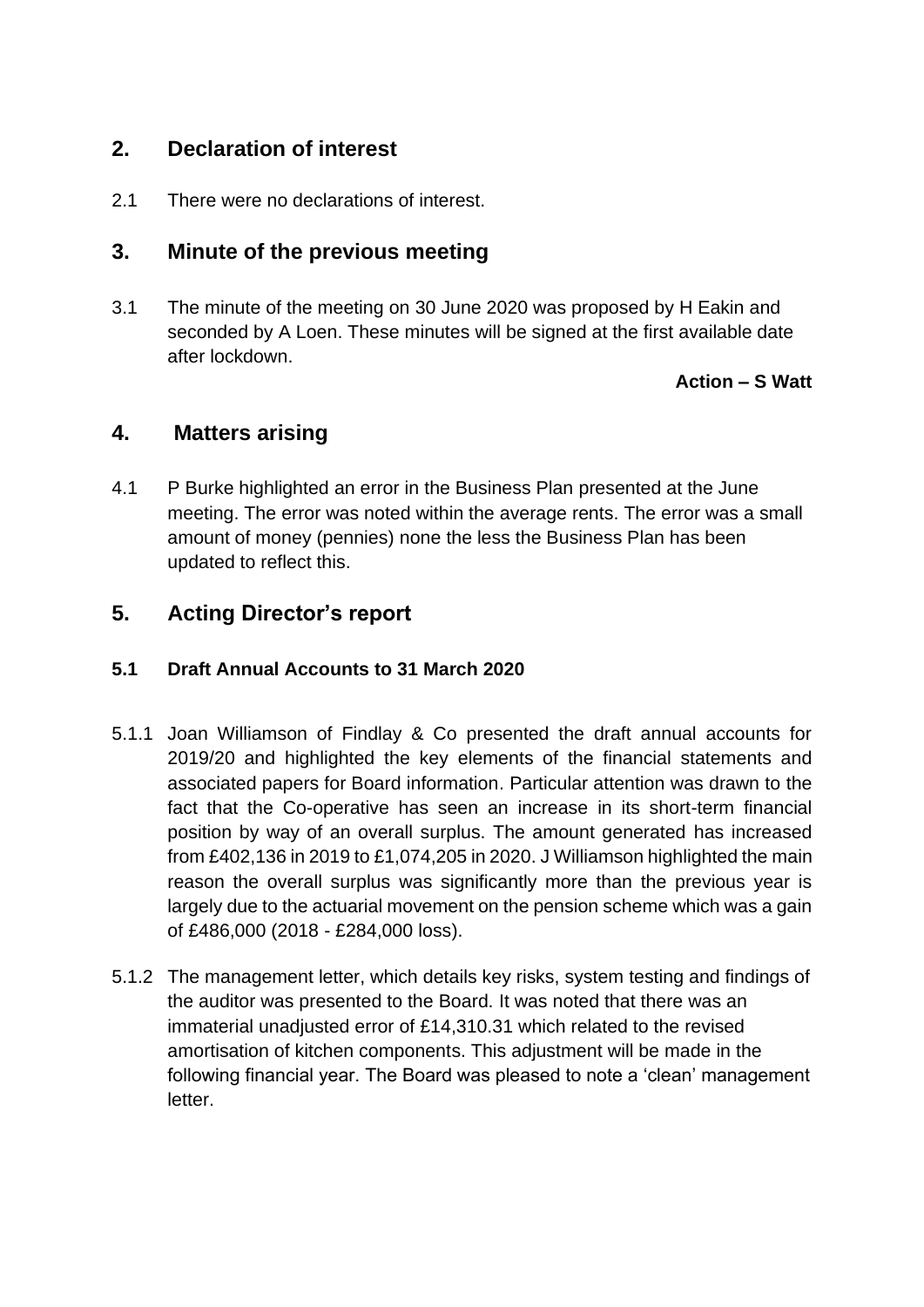## 2. Declaration of interest

2.1 There were no declarations of interest.

## 3. Minute of the previous meeting

3.1 The minute of the meeting on 30 June 2020 was proposed by H Eakin and seconded by A Loen. These minutes will be signed at the first available date after lockdown.

**Action – S Watt**

## 4. Matters arising

4.1 P Burke highlighted an error in the Business Plan presented at the June meeting. The error was noted within the average rents. The error was a small amount of money (pennies) none the less the Business Plan has been updated to reflect this.

## 5. Acting Director's report

### 5.1 Draft Annual Accounts to 31 March 2020

5.1.1 Joan Williamson of Findlay & Co presented the draft annual accounts for 2019/20 and highlighted the key elements of the financial statements and associated papers for Board information. Particular attention was drawn to the fact that the Co-operative has seen an increase in its short-term financial position by way of an overall surplus. The amount generated has increased from £402,136 in 2019 to £1,074,205 in 2020. J Williamson highlighted the main reason the overall surplus was significantly more than the previous year is largely due to the actuarial movement on the pension scheme which was a gain of £486,000 (2018 - £284,000 loss).

5.1.2 The management letter, which details key risks, system testing and findings of the auditor was presented to the Board. It was noted that there was an immaterial unadjusted error of £14,310.31 which related to the revised amortisation of kitchen components. This adjustment will be made in the following financial year. The Board was pleased to note a 'clean' management letter.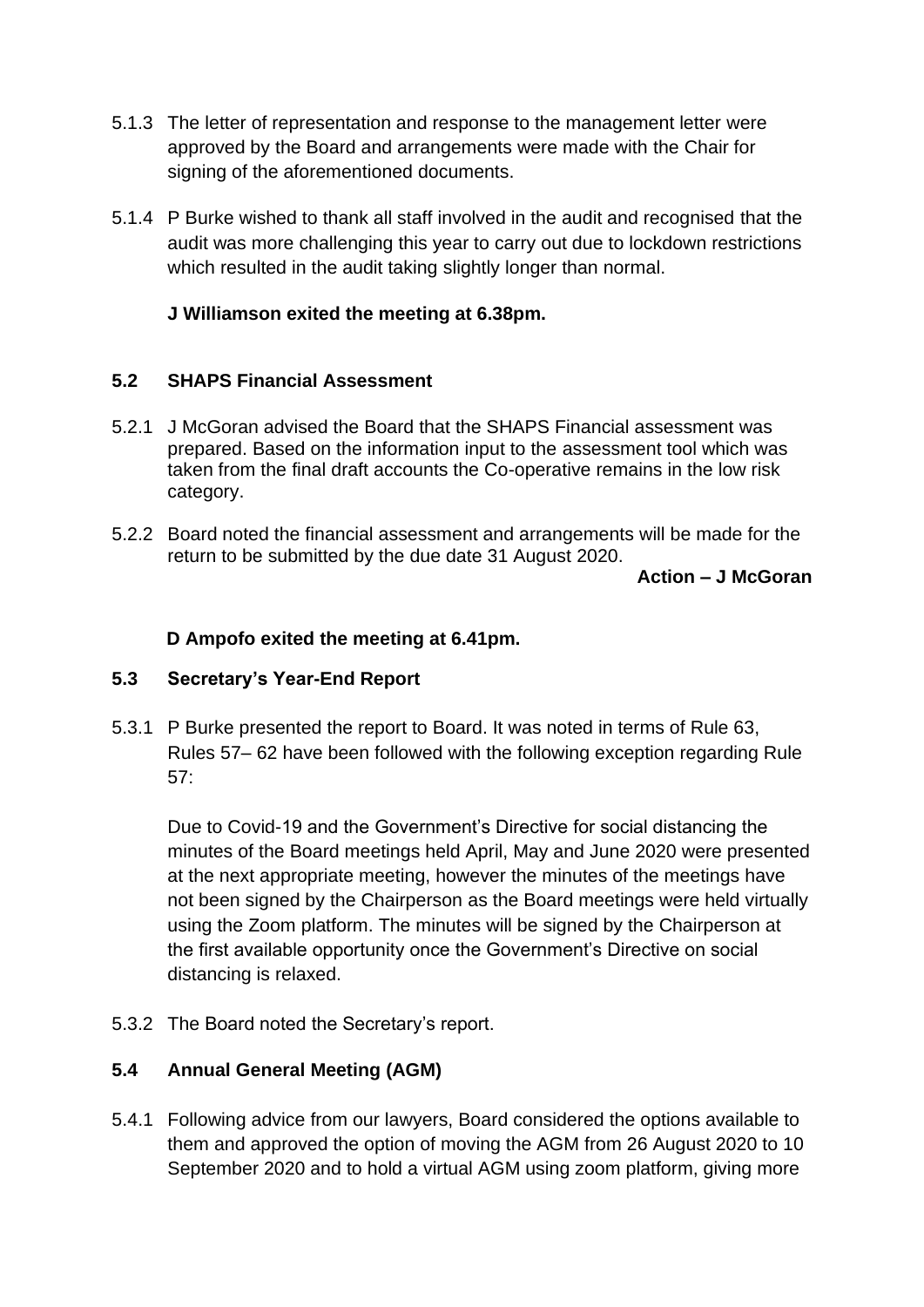5.1.3 The letter of representation and response to the management letter were approved by the Board and arrangements were made with the Chair for signing of the aforementioned documents.

5.1.4 P Burke wished to thank all staff involved in the audit and recognised that the audit was more challenging this year to carry out due to lockdown restrictions which resulted in the audit taking slightly longer than normal.

**J Williamson exited the meeting at 6.38pm.**

### 5.2 SHAPS Financial Assessment

5.2.1 J McGoran advised the Board that the SHAPS Financial assessment was prepared. Based on the information input to the assessment tool which was taken from the final draft accounts the Co-operative remains in the low risk category.

5.2.2 Board noted the financial assessment and arrangements will be made for the return to be submitted by the due date 31 August 2020.

**Action – J McGoran**

**D Ampofo exited the meeting at 6.41pm.**

### 5.3 Secretary's Year-End Report

5.3.1 P Burke presented the report to Board. It was noted in terms of Rule 63, Rules 57– 62 have been followed with the following exception regarding Rule 57:

Due to Covid-19 and the Government's Directive for social distancing the minutes of the Board meetings held April, May and June 2020 were presented at the next appropriate meeting, however the minutes of the meetings have not been signed by the Chairperson as the Board meetings were held virtually using the Zoom platform. The minutes will be signed by the Chairperson at the first available opportunity once the Government's Directive on social distancing is relaxed.

5.3.2 The Board noted the Secretary's report.

### 5.4 Annual General Meeting (AGM)

5.4.1 Following advice from our lawyers, Board considered the options available to them and approved the option of moving the AGM from 26 August 2020 to 10 September 2020 and to hold a virtual AGM using zoom platform, giving more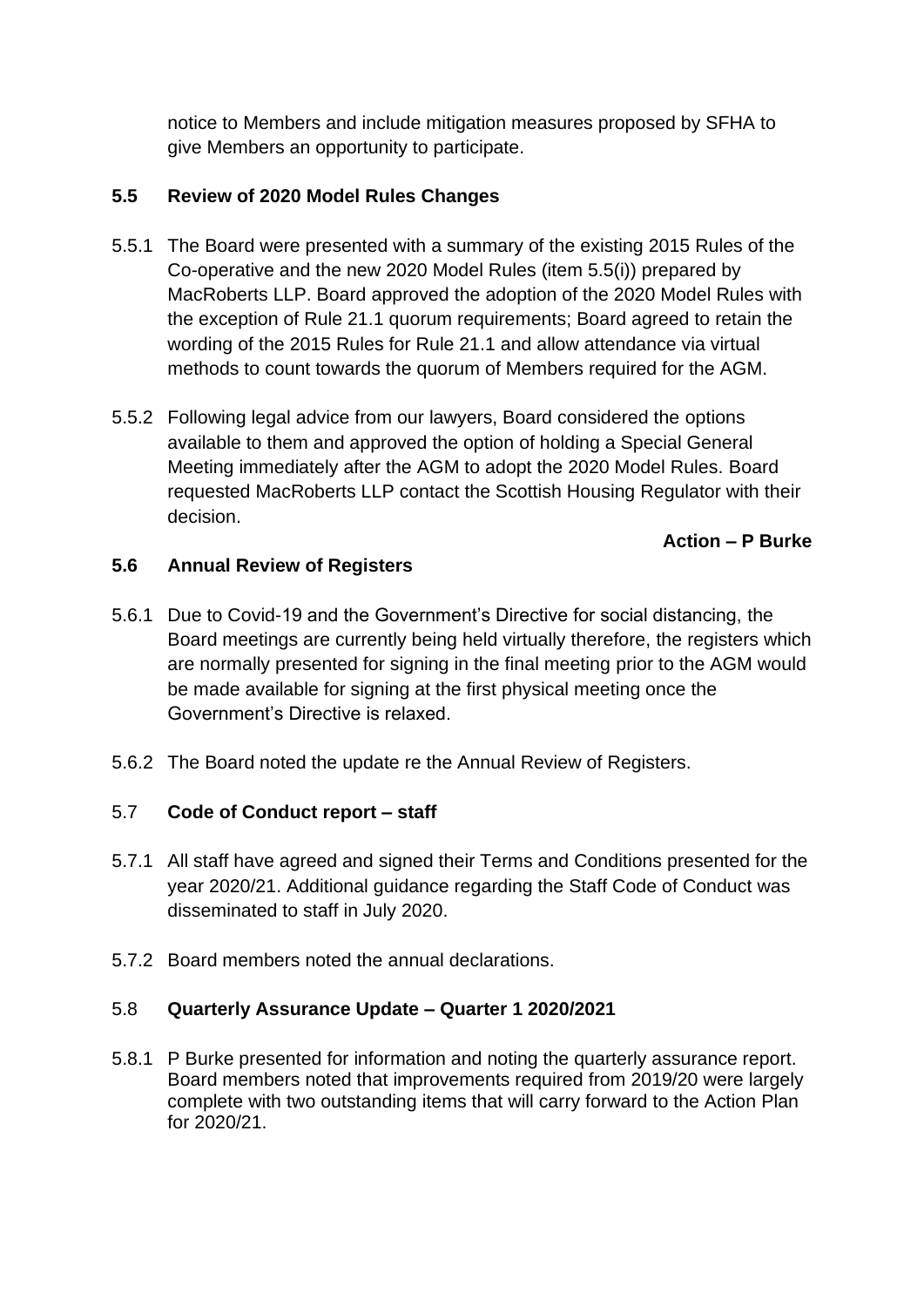notice to Members and include mitigation measures proposed by SFHA to give Members an opportunity to participate.

**5.5 Review of 2020 Model Rules Changes**

5.5.1 The Board were presented with a summary of the existing 2015 Rules of the Co-operative and the new 2020 Model Rules (item 5.5(i)) prepared by MacRoberts LLP. Board approved the adoption of the 2020 Model Rules with the exception of Rule 21.1 quorum requirements; Board agreed to retain the wording of the 2015 Rules for Rule 21.1 and allow attendance via virtual methods to count towards the quorum of Members required for the AGM.

5.5.2 Following legal advice from our lawyers, Board considered the options available to them and approved the option of holding a Special General Meeting immediately after the AGM to adopt the 2020 Model Rules. Board requested MacRoberts LLP contact the Scottish Housing Regulator with their decision.

**Action – P Burke**

**5.6 Annual Review of Registers**

5.6.1 Due to Covid-19 and the Government's Directive for social distancing, the Board meetings are currently being held virtually therefore, the registers which are normally presented for signing in the final meeting prior to the AGM would be made available for signing at the first physical meeting once the Government's Directive is relaxed.

5.6.2 The Board noted the update re the Annual Review of Registers.

5.7 **Code of Conduct report – staff**

5.7.1 All staff have agreed and signed their Terms and Conditions presented for the year 2020/21. Additional guidance regarding the Staff Code of Conduct was disseminated to staff in July 2020.

5.7.2 Board members noted the annual declarations.

5.8 **Quarterly Assurance Update – Quarter 1 2020/2021**

5.8.1 P Burke presented for information and noting the quarterly assurance report. Board members noted that improvements required from 2019/20 were largely complete with two outstanding items that will carry forward to the Action Plan for 2020/21.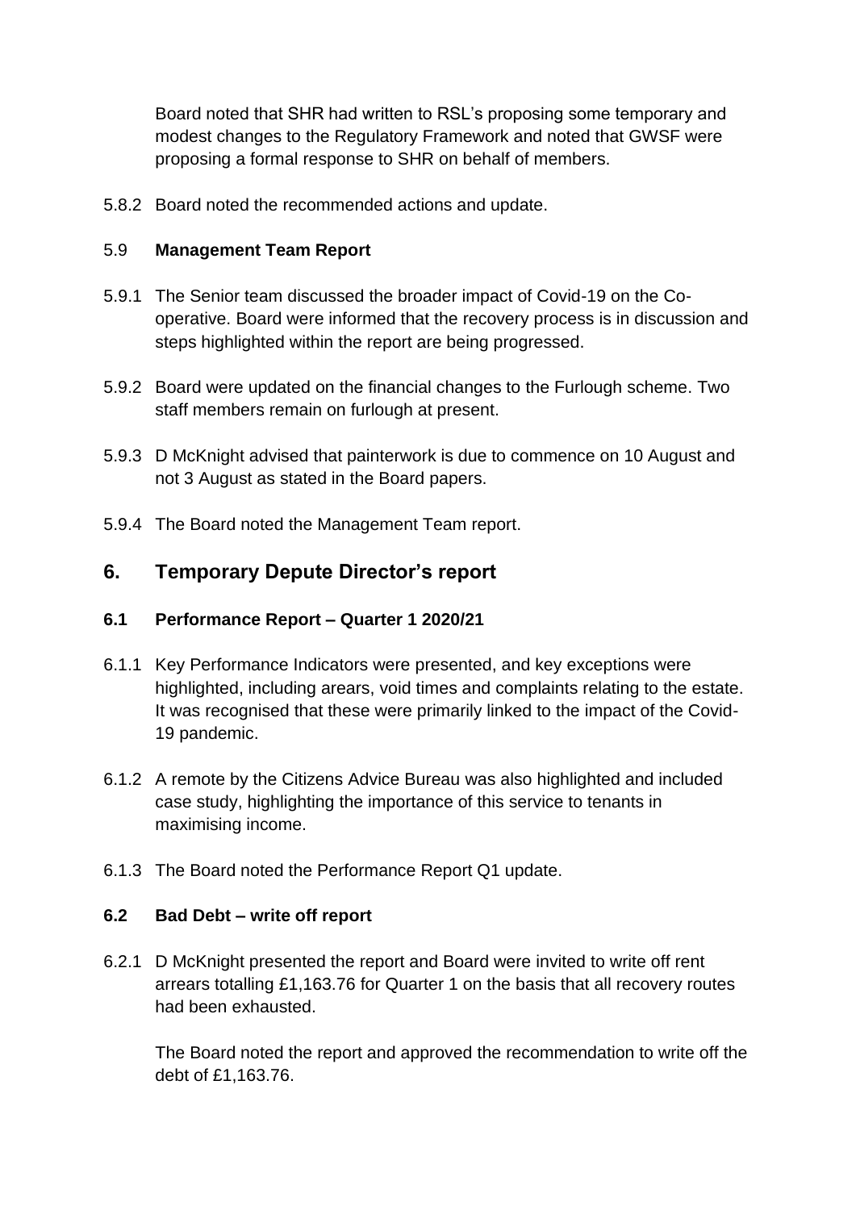Board noted that SHR had written to RSL's proposing some temporary and modest changes to the Regulatory Framework and noted that GWSF were proposing a formal response to SHR on behalf of members.

5.8.2 Board noted the recommended actions and update.

5.9 **Management Team Report**

5.9.1 The Senior team discussed the broader impact of Covid-19 on the Co-operative. Board were informed that the recovery process is in discussion and steps highlighted within the report are being progressed.

5.9.2 Board were updated on the financial changes to the Furlough scheme. Two staff members remain on furlough at present.

5.9.3 D McKnight advised that painterwork is due to commence on 10 August and not 3 August as stated in the Board papers.

5.9.4 The Board noted the Management Team report.

## 6. Temporary Depute Director's report

### 6.1 Performance Report – Quarter 1 2020/21

6.1.1 Key Performance Indicators were presented, and key exceptions were highlighted, including arears, void times and complaints relating to the estate. It was recognised that these were primarily linked to the impact of the Covid-19 pandemic.

6.1.2 A remote by the Citizens Advice Bureau was also highlighted and included case study, highlighting the importance of this service to tenants in maximising income.

6.1.3 The Board noted the Performance Report Q1 update.

### 6.2 Bad Debt – write off report

6.2.1 D McKnight presented the report and Board were invited to write off rent arrears totalling £1,163.76 for Quarter 1 on the basis that all recovery routes had been exhausted.

The Board noted the report and approved the recommendation to write off the debt of £1,163.76.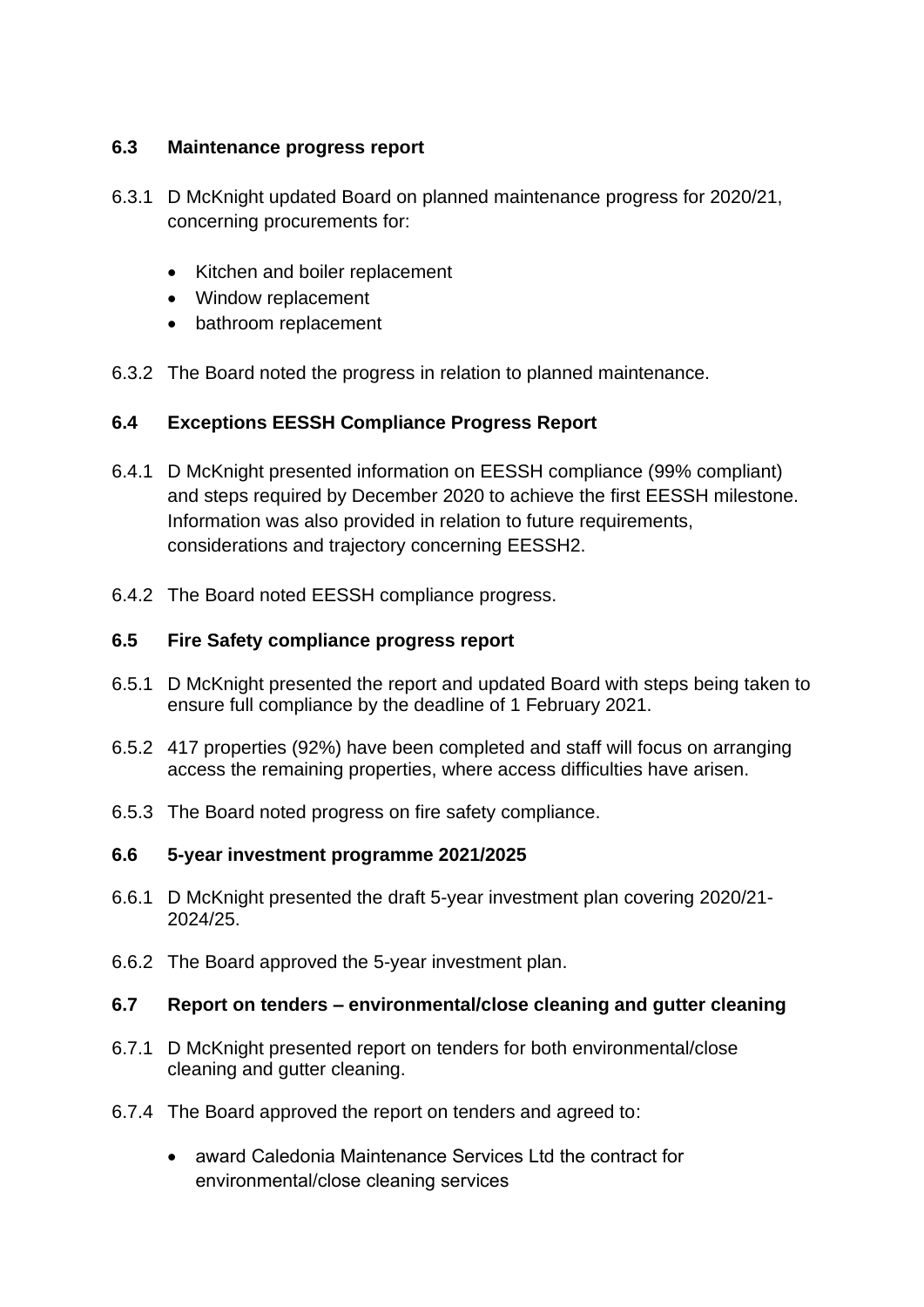### 6.3 Maintenance progress report

6.3.1 D McKnight updated Board on planned maintenance progress for 2020/21, concerning procurements for:

- Kitchen and boiler replacement
- Window replacement
- bathroom replacement

6.3.2 The Board noted the progress in relation to planned maintenance.

### 6.4 Exceptions EESSH Compliance Progress Report

6.4.1 D McKnight presented information on EESSH compliance (99% compliant) and steps required by December 2020 to achieve the first EESSH milestone. Information was also provided in relation to future requirements, considerations and trajectory concerning EESSH2.

6.4.2 The Board noted EESSH compliance progress.

### 6.5 Fire Safety compliance progress report

6.5.1 D McKnight presented the report and updated Board with steps being taken to ensure full compliance by the deadline of 1 February 2021.

6.5.2 417 properties (92%) have been completed and staff will focus on arranging access the remaining properties, where access difficulties have arisen.

6.5.3 The Board noted progress on fire safety compliance.

### 6.6 5-year investment programme 2021/2025

6.6.1 D McKnight presented the draft 5-year investment plan covering 2020/21-2024/25.

6.6.2 The Board approved the 5-year investment plan.

### 6.7 Report on tenders – environmental/close cleaning and gutter cleaning

6.7.1 D McKnight presented report on tenders for both environmental/close cleaning and gutter cleaning.

6.7.4 The Board approved the report on tenders and agreed to:

- award Caledonia Maintenance Services Ltd the contract for environmental/close cleaning services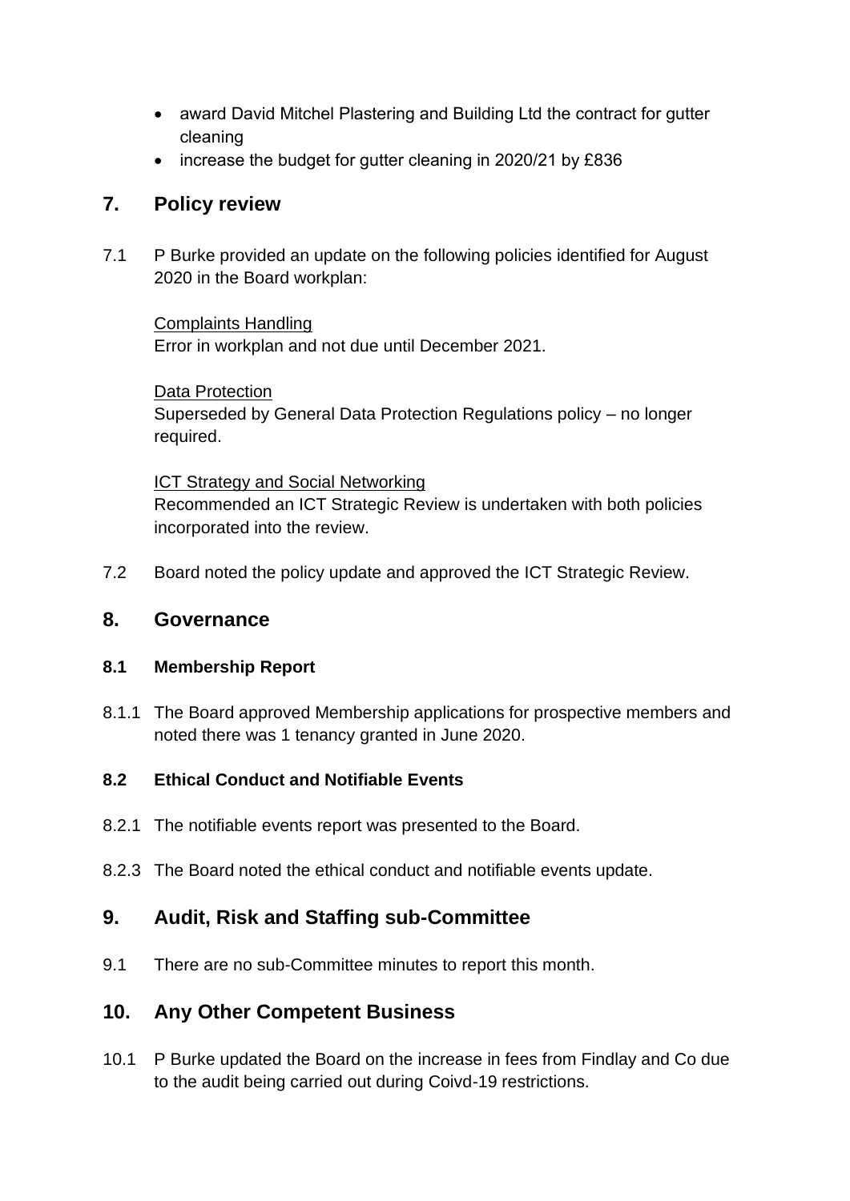- award David Mitchel Plastering and Building Ltd the contract for gutter cleaning
- increase the budget for gutter cleaning in 2020/21 by £836

## 7. Policy review

7.1 P Burke provided an update on the following policies identified for August 2020 in the Board workplan:

Complaints Handling
Error in workplan and not due until December 2021.

Data Protection
Superseded by General Data Protection Regulations policy – no longer required.

ICT Strategy and Social Networking
Recommended an ICT Strategic Review is undertaken with both policies incorporated into the review.

7.2 Board noted the policy update and approved the ICT Strategic Review.

## 8. Governance

### 8.1 Membership Report

8.1.1 The Board approved Membership applications for prospective members and noted there was 1 tenancy granted in June 2020.

### 8.2 Ethical Conduct and Notifiable Events

8.2.1 The notifiable events report was presented to the Board.

8.2.3 The Board noted the ethical conduct and notifiable events update.

## 9. Audit, Risk and Staffing sub-Committee

9.1 There are no sub-Committee minutes to report this month.

## 10. Any Other Competent Business

10.1 P Burke updated the Board on the increase in fees from Findlay and Co due to the audit being carried out during Coivd-19 restrictions.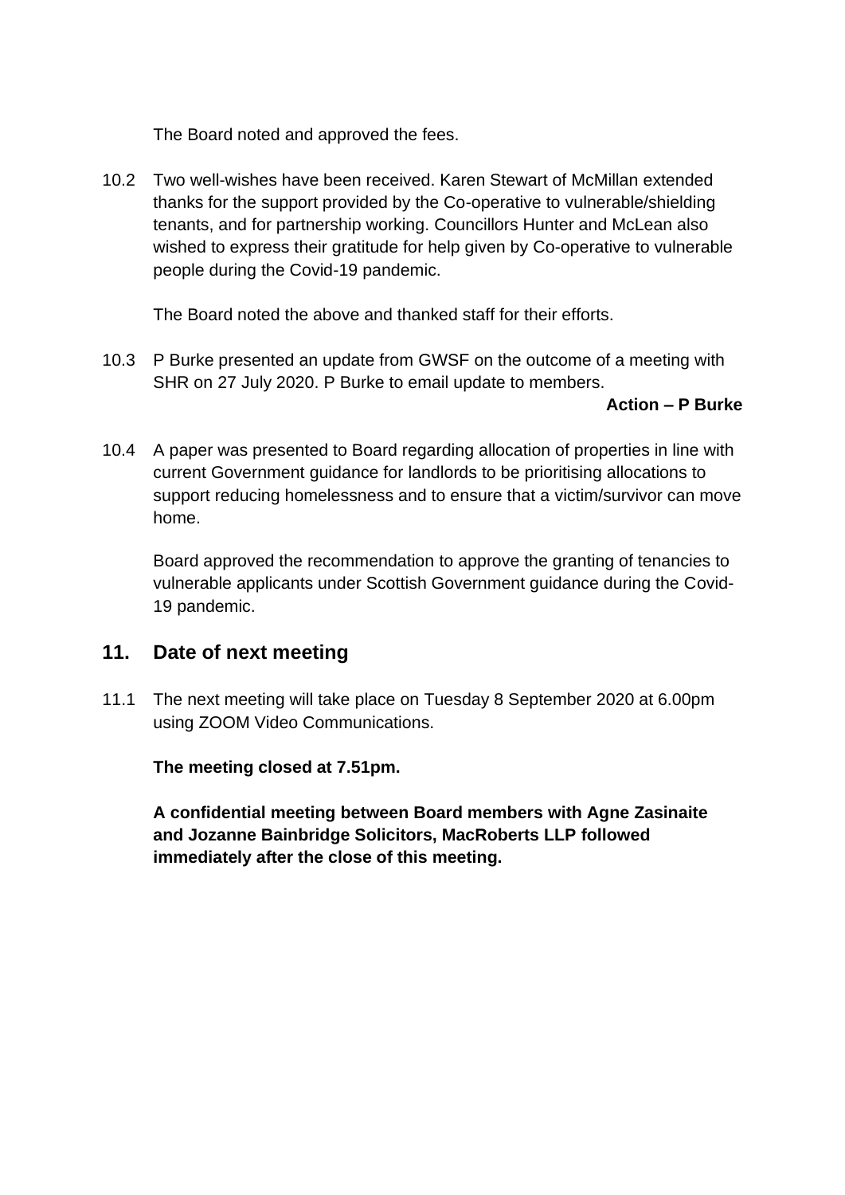The Board noted and approved the fees.

10.2 Two well-wishes have been received. Karen Stewart of McMillan extended thanks for the support provided by the Co-operative to vulnerable/shielding tenants, and for partnership working. Councillors Hunter and McLean also wished to express their gratitude for help given by Co-operative to vulnerable people during the Covid-19 pandemic.

The Board noted the above and thanked staff for their efforts.

10.3 P Burke presented an update from GWSF on the outcome of a meeting with SHR on 27 July 2020. P Burke to email update to members.

**Action – P Burke**

10.4 A paper was presented to Board regarding allocation of properties in line with current Government guidance for landlords to be prioritising allocations to support reducing homelessness and to ensure that a victim/survivor can move home.

Board approved the recommendation to approve the granting of tenancies to vulnerable applicants under Scottish Government guidance during the Covid-19 pandemic.

## 11. Date of next meeting

11.1 The next meeting will take place on Tuesday 8 September 2020 at 6.00pm using ZOOM Video Communications.

**The meeting closed at 7.51pm.**

**A confidential meeting between Board members with Agne Zasinaite and Jozanne Bainbridge Solicitors, MacRoberts LLP followed immediately after the close of this meeting.**